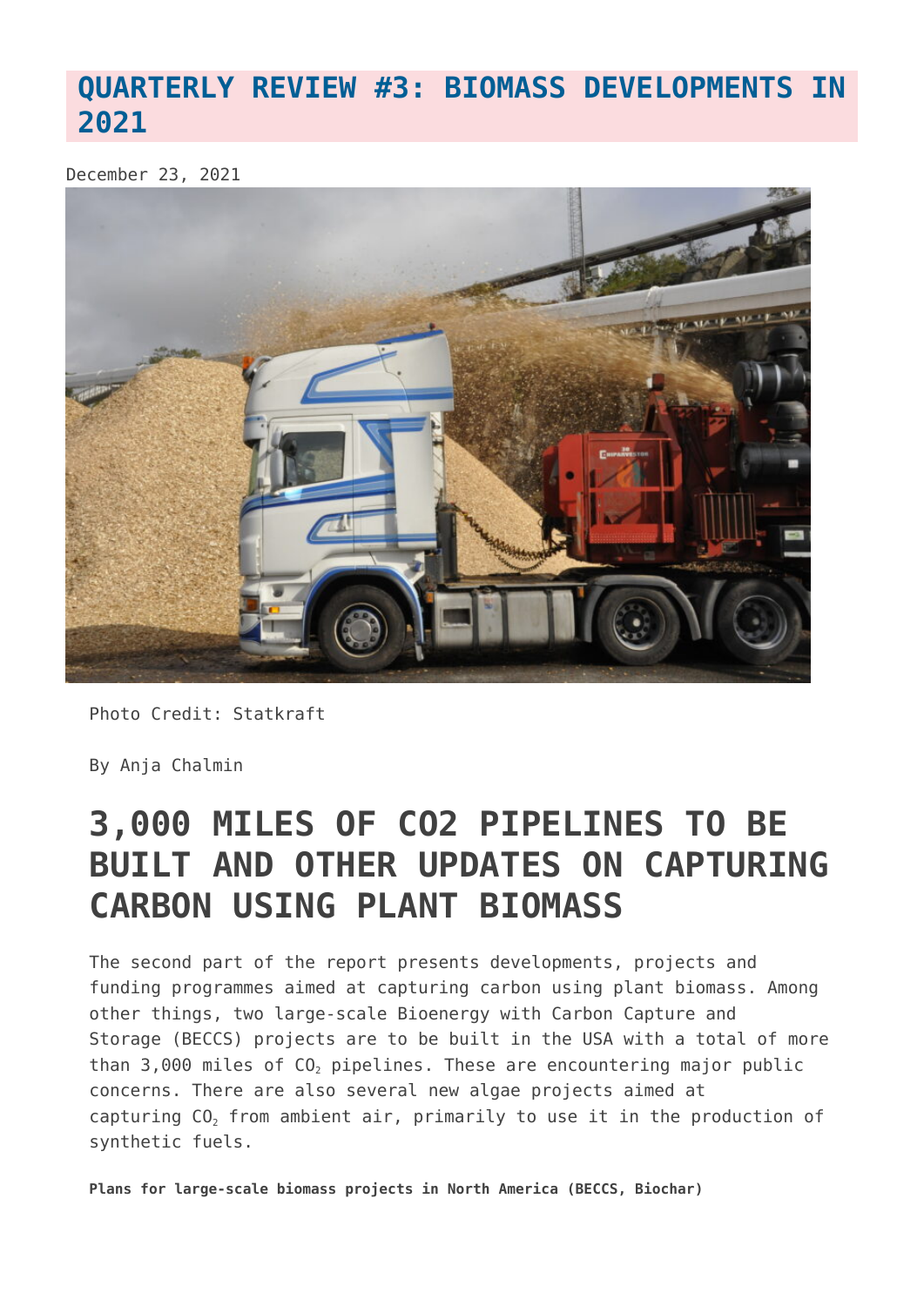# QUARTERLY REVIEW #3: BIOMASS DEVELOPMENTS IN 2021

December 23, 2021

Photo Credit: Statkraft

By Anja Chalmin

## 3,000 MILES OF CO2 PIPELINES TO BE BUILT AND OTHER UPDATES ON CAPTURING CARBON USING PLANT BIOMASS

The second part of the report presents developments, projects and funding programmes aimed at capturing carbon using plant biomass. Among other things, two large-scale Bioenergy with Carbon Capture and Storage (BECCS) projects are to be built in the USA with a total of more than 3,000 miles of $CO_2$ pipelines. These are encountering major public concerns. There are also several new algae projects aimed at capturing $CO_2$ from ambient air, primarily to use it in the production of synthetic fuels.

**Plans for large-scale biomass projects in North America (BECCS, Biochar)**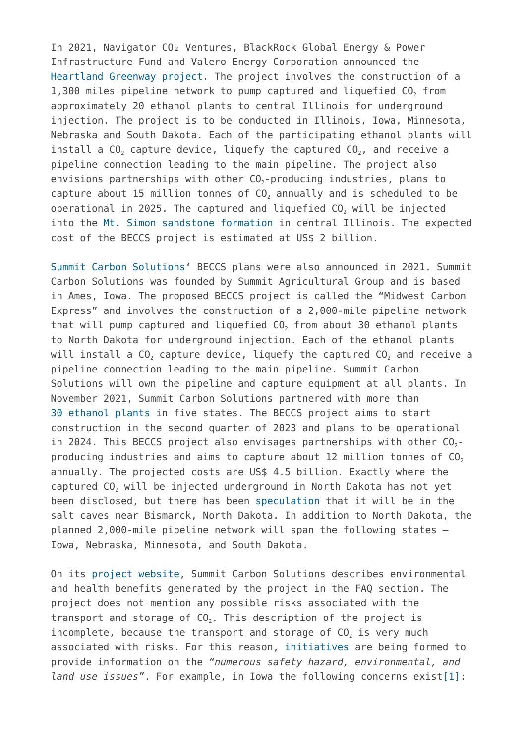In 2021, Navigator $CO_2$ Ventures, BlackRock Global Energy & Power Infrastructure Fund and Valero Energy Corporation announced the Heartland Greenway project. The project involves the construction of a 1,300 miles pipeline network to pump captured and liquefied $CO_2$ from approximately 20 ethanol plants to central Illinois for underground injection. The project is to be conducted in Illinois, Iowa, Minnesota, Nebraska and South Dakota. Each of the participating ethanol plants will install a $CO_2$ capture device, liquefy the captured $CO_2$, and receive a pipeline connection leading to the main pipeline. The project also envisions partnerships with other $CO_2$-producing industries, plans to capture about 15 million tonnes of $CO_2$ annually and is scheduled to be operational in 2025. The captured and liquefied $CO_2$ will be injected into the Mt. Simon sandstone formation in central Illinois. The expected cost of the BECCS project is estimated at US$ 2 billion.

Summit Carbon Solutions' BECCS plans were also announced in 2021. Summit Carbon Solutions was founded by Summit Agricultural Group and is based in Ames, Iowa. The proposed BECCS project is called the "Midwest Carbon Express" and involves the construction of a 2,000-mile pipeline network that will pump captured and liquefied $CO_2$ from about 30 ethanol plants to North Dakota for underground injection. Each of the ethanol plants will install a $CO_2$ capture device, liquefy the captured $CO_2$ and receive a pipeline connection leading to the main pipeline. Summit Carbon Solutions will own the pipeline and capture equipment at all plants. In November 2021, Summit Carbon Solutions partnered with more than 30 ethanol plants in five states. The BECCS project aims to start construction in the second quarter of 2023 and plans to be operational in 2024. This BECCS project also envisages partnerships with other $CO_2$-producing industries and aims to capture about 12 million tonnes of $CO_2$ annually. The projected costs are US$ 4.5 billion. Exactly where the captured $CO_2$ will be injected underground in North Dakota has not yet been disclosed, but there has been speculation that it will be in the salt caves near Bismarck, North Dakota. In addition to North Dakota, the planned 2,000-mile pipeline network will span the following states – Iowa, Nebraska, Minnesota, and South Dakota.

On its project website, Summit Carbon Solutions describes environmental and health benefits generated by the project in the FAQ section. The project does not mention any possible risks associated with the transport and storage of $CO_2$. This description of the project is incomplete, because the transport and storage of $CO_2$ is very much associated with risks. For this reason, initiatives are being formed to provide information on the *"numerous safety hazard, environmental, and land use issues"*. For example, in Iowa the following concerns exist[1]: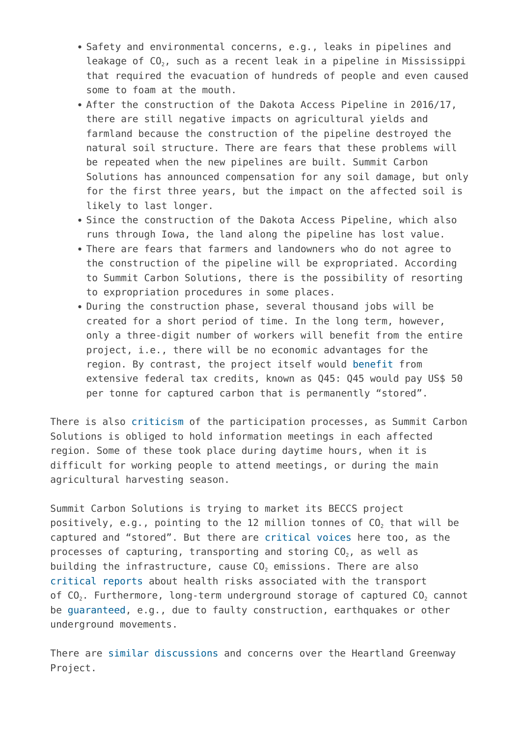- Safety and environmental concerns, e.g., leaks in pipelines and leakage of $CO_2$, such as a recent leak in a pipeline in Mississippi that required the evacuation of hundreds of people and even caused some to foam at the mouth.
- After the construction of the Dakota Access Pipeline in 2016/17, there are still negative impacts on agricultural yields and farmland because the construction of the pipeline destroyed the natural soil structure. There are fears that these problems will be repeated when the new pipelines are built. Summit Carbon Solutions has announced compensation for any soil damage, but only for the first three years, but the impact on the affected soil is likely to last longer.
- Since the construction of the Dakota Access Pipeline, which also runs through Iowa, the land along the pipeline has lost value.
- There are fears that farmers and landowners who do not agree to the construction of the pipeline will be expropriated. According to Summit Carbon Solutions, there is the possibility of resorting to expropriation procedures in some places.
- During the construction phase, several thousand jobs will be created for a short period of time. In the long term, however, only a three-digit number of workers will benefit from the entire project, i.e., there will be no economic advantages for the region. By contrast, the project itself would benefit from extensive federal tax credits, known as Q45: Q45 would pay US$ 50 per tonne for captured carbon that is permanently "stored".

There is also criticism of the participation processes, as Summit Carbon Solutions is obliged to hold information meetings in each affected region. Some of these took place during daytime hours, when it is difficult for working people to attend meetings, or during the main agricultural harvesting season.

Summit Carbon Solutions is trying to market its BECCS project positively, e.g., pointing to the 12 million tonnes of $CO_2$ that will be captured and "stored". But there are critical voices here too, as the processes of capturing, transporting and storing $CO_2$, as well as building the infrastructure, cause $CO_2$ emissions. There are also critical reports about health risks associated with the transport of $CO_2$. Furthermore, long-term underground storage of captured $CO_2$ cannot be guaranteed, e.g., due to faulty construction, earthquakes or other underground movements.

There are similar discussions and concerns over the Heartland Greenway Project.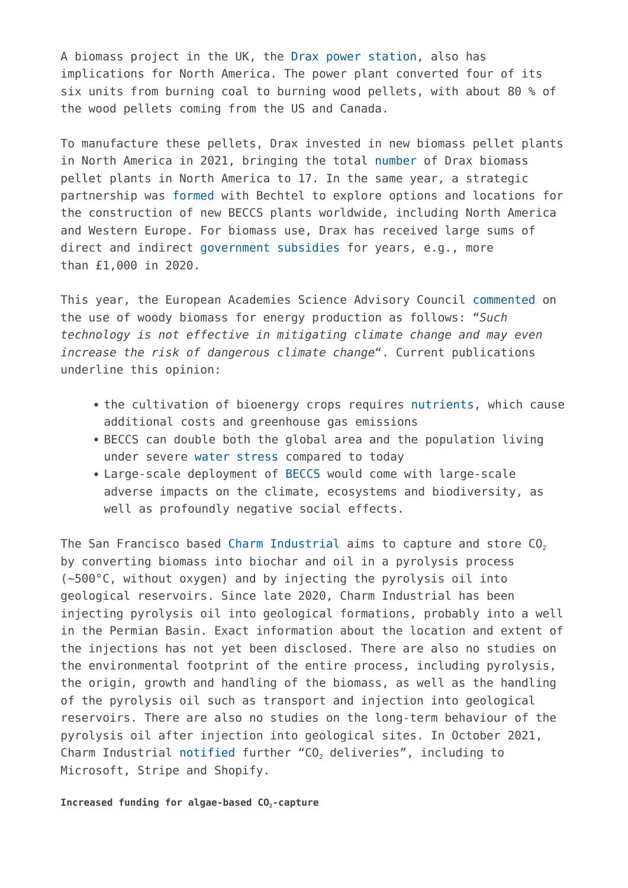A biomass project in the UK, the Drax power station, also has implications for North America. The power plant converted four of its six units from burning coal to burning wood pellets, with about 80 % of the wood pellets coming from the US and Canada.

To manufacture these pellets, Drax invested in new biomass pellet plants in North America in 2021, bringing the total number of Drax biomass pellet plants in North America to 17. In the same year, a strategic partnership was formed with Bechtel to explore options and locations for the construction of new BECCS plants worldwide, including North America and Western Europe. For biomass use, Drax has received large sums of direct and indirect government subsidies for years, e.g., more than £1,000 in 2020.

This year, the European Academies Science Advisory Council commented on the use of woody biomass for energy production as follows: "*Such technology is not effective in mitigating climate change and may even increase the risk of dangerous climate change*". Current publications underline this opinion:

- the cultivation of bioenergy crops requires nutrients, which cause additional costs and greenhouse gas emissions
- BECCS can double both the global area and the population living under severe water stress compared to today
- Large-scale deployment of BECCS would come with large-scale adverse impacts on the climate, ecosystems and biodiversity, as well as profoundly negative social effects.

The San Francisco based Charm Industrial aims to capture and store $CO_2$ by converting biomass into biochar and oil in a pyrolysis process (~500°C, without oxygen) and by injecting the pyrolysis oil into geological reservoirs. Since late 2020, Charm Industrial has been injecting pyrolysis oil into geological formations, probably into a well in the Permian Basin. Exact information about the location and extent of the injections has not yet been disclosed. There are also no studies on the environmental footprint of the entire process, including pyrolysis, the origin, growth and handling of the biomass, as well as the handling of the pyrolysis oil such as transport and injection into geological reservoirs. There are also no studies on the long-term behaviour of the pyrolysis oil after injection into geological sites. In October 2021, Charm Industrial notified further "$CO_2$ deliveries", including to Microsoft, Stripe and Shopify.

**Increased funding for algae-based $CO_2$-capture**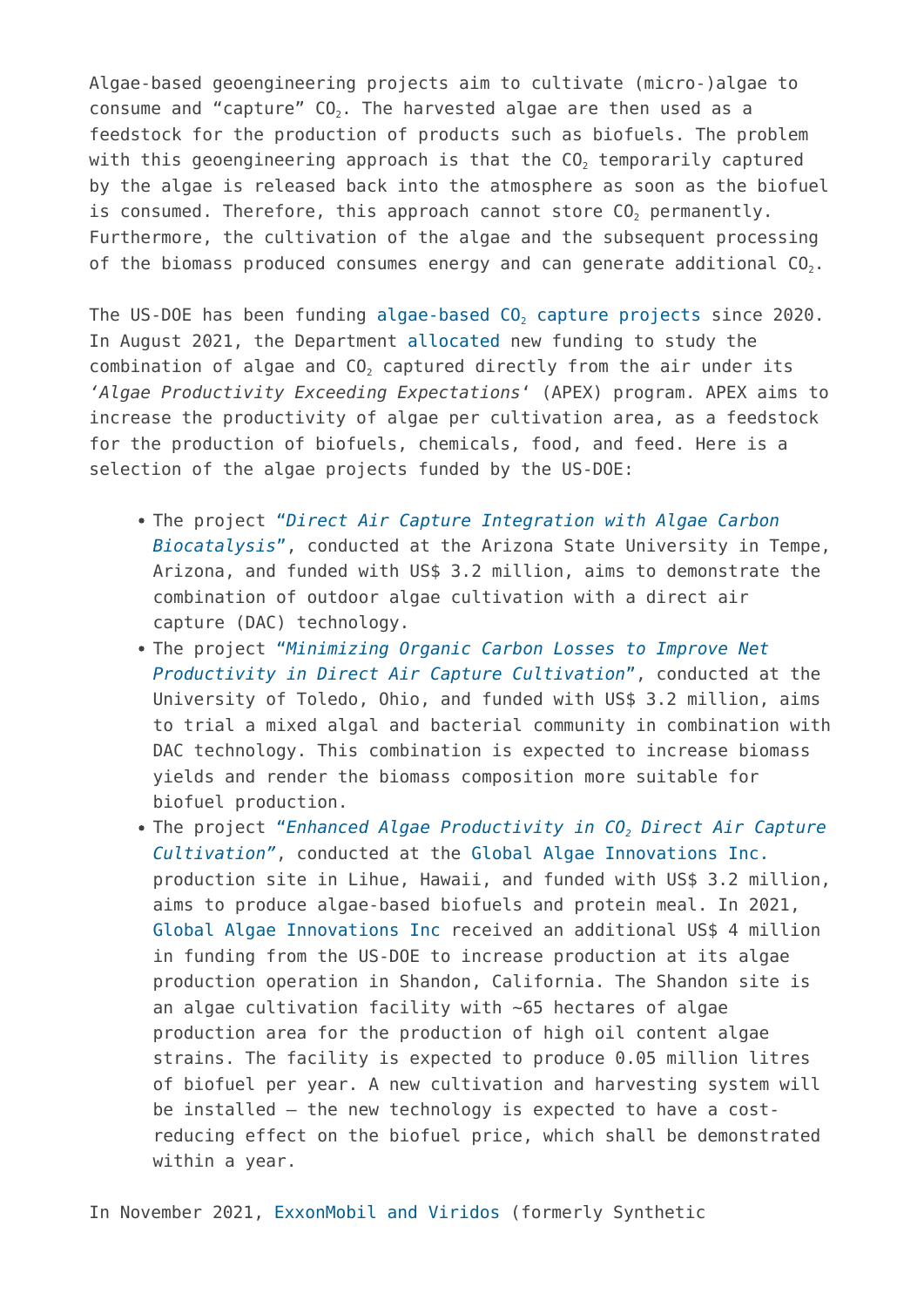Algae-based geoengineering projects aim to cultivate (micro-)algae to consume and “capture” $CO_2$. The harvested algae are then used as a feedstock for the production of products such as biofuels. The problem with this geoengineering approach is that the $CO_2$ temporarily captured by the algae is released back into the atmosphere as soon as the biofuel is consumed. Therefore, this approach cannot store $CO_2$ permanently. Furthermore, the cultivation of the algae and the subsequent processing of the biomass produced consumes energy and can generate additional $CO_2$.

The US-DOE has been funding algae-based $CO_2$ capture projects since 2020. In August 2021, the Department allocated new funding to study the combination of algae and $CO_2$ captured directly from the air under its ‘*Algae Productivity Exceeding Expectations*‘ (APEX) program. APEX aims to increase the productivity of algae per cultivation area, as a feedstock for the production of biofuels, chemicals, food, and feed. Here is a selection of the algae projects funded by the US-DOE:

- The project “*Direct Air Capture Integration with Algae Carbon Biocatalysis*”, conducted at the Arizona State University in Tempe, Arizona, and funded with US$ 3.2 million, aims to demonstrate the combination of outdoor algae cultivation with a direct air capture (DAC) technology.
- The project “*Minimizing Organic Carbon Losses to Improve Net Productivity in Direct Air Capture Cultivation*”, conducted at the University of Toledo, Ohio, and funded with US$ 3.2 million, aims to trial a mixed algal and bacterial community in combination with DAC technology. This combination is expected to increase biomass yields and render the biomass composition more suitable for biofuel production.
- The project “*Enhanced Algae Productivity in $CO_2$ Direct Air Capture Cultivation*”, conducted at the Global Algae Innovations Inc. production site in Lihue, Hawaii, and funded with US$ 3.2 million, aims to produce algae-based biofuels and protein meal. In 2021, Global Algae Innovations Inc received an additional US$ 4 million in funding from the US-DOE to increase production at its algae production operation in Shandon, California. The Shandon site is an algae cultivation facility with ~65 hectares of algae production area for the production of high oil content algae strains. The facility is expected to produce 0.05 million litres of biofuel per year. A new cultivation and harvesting system will be installed – the new technology is expected to have a cost-reducing effect on the biofuel price, which shall be demonstrated within a year.

In November 2021, ExxonMobil and Viridos (formerly Synthetic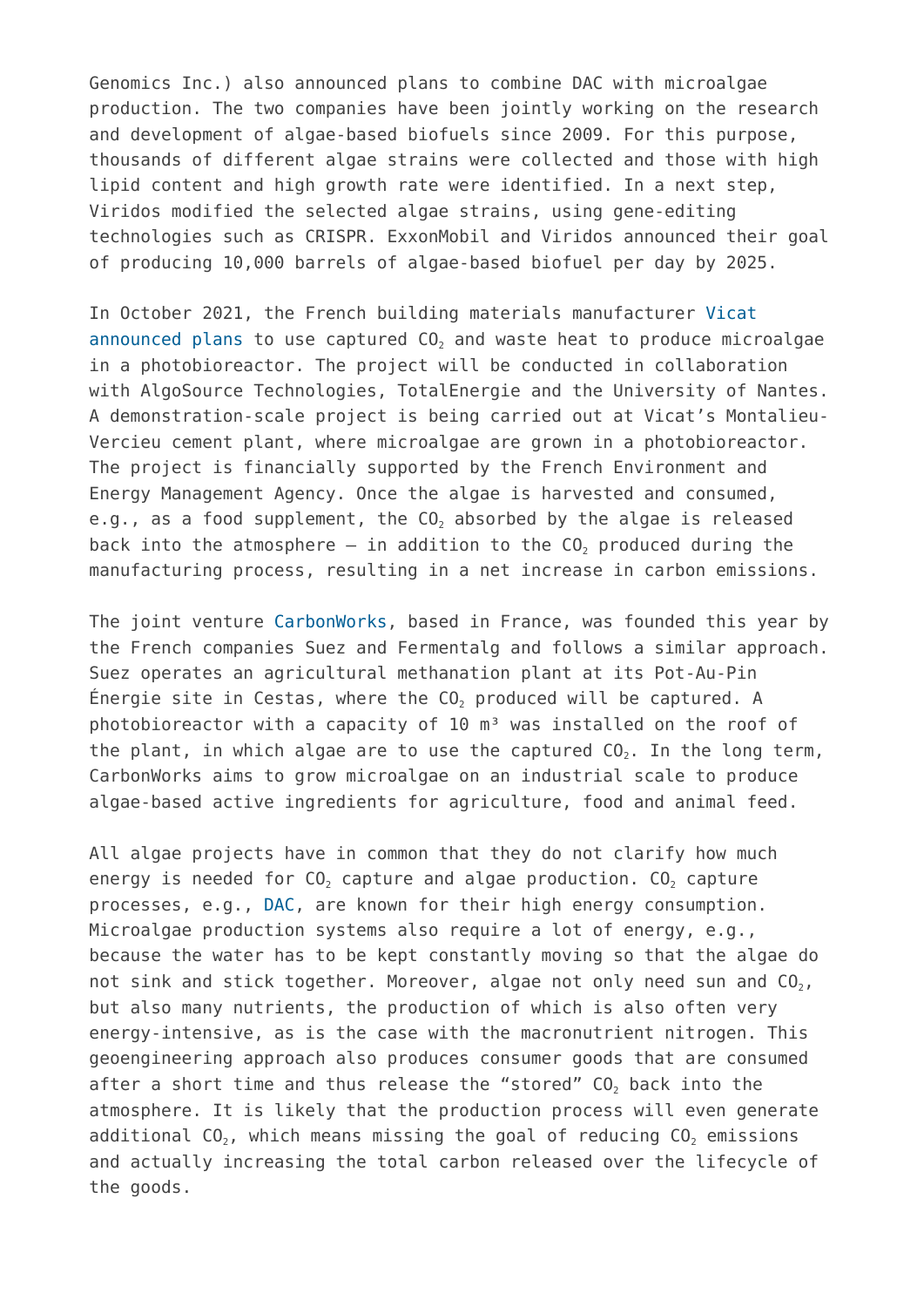Genomics Inc.) also announced plans to combine DAC with microalgae production. The two companies have been jointly working on the research and development of algae-based biofuels since 2009. For this purpose, thousands of different algae strains were collected and those with high lipid content and high growth rate were identified. In a next step, Viridos modified the selected algae strains, using gene-editing technologies such as CRISPR. ExxonMobil and Viridos announced their goal of producing 10,000 barrels of algae-based biofuel per day by 2025.

In October 2021, the French building materials manufacturer Vicat announced plans to use captured $CO_2$ and waste heat to produce microalgae in a photobioreactor. The project will be conducted in collaboration with AlgoSource Technologies, TotalEnergie and the University of Nantes. A demonstration-scale project is being carried out at Vicat's Montalieu-Vercieu cement plant, where microalgae are grown in a photobioreactor. The project is financially supported by the French Environment and Energy Management Agency. Once the algae is harvested and consumed, e.g., as a food supplement, the $CO_2$ absorbed by the algae is released back into the atmosphere – in addition to the $CO_2$ produced during the manufacturing process, resulting in a net increase in carbon emissions.

The joint venture CarbonWorks, based in France, was founded this year by the French companies Suez and Fermentalg and follows a similar approach. Suez operates an agricultural methanation plant at its Pot-Au-Pin Énergie site in Cestas, where the $CO_2$ produced will be captured. A photobioreactor with a capacity of 10 m³ was installed on the roof of the plant, in which algae are to use the captured $CO_2$. In the long term, CarbonWorks aims to grow microalgae on an industrial scale to produce algae-based active ingredients for agriculture, food and animal feed.

All algae projects have in common that they do not clarify how much energy is needed for $CO_2$ capture and algae production. $CO_2$ capture processes, e.g., DAC, are known for their high energy consumption. Microalgae production systems also require a lot of energy, e.g., because the water has to be kept constantly moving so that the algae do not sink and stick together. Moreover, algae not only need sun and $CO_2$, but also many nutrients, the production of which is also often very energy-intensive, as is the case with the macronutrient nitrogen. This geoengineering approach also produces consumer goods that are consumed after a short time and thus release the "stored" $CO_2$ back into the atmosphere. It is likely that the production process will even generate additional $CO_2$, which means missing the goal of reducing $CO_2$ emissions and actually increasing the total carbon released over the lifecycle of the goods.